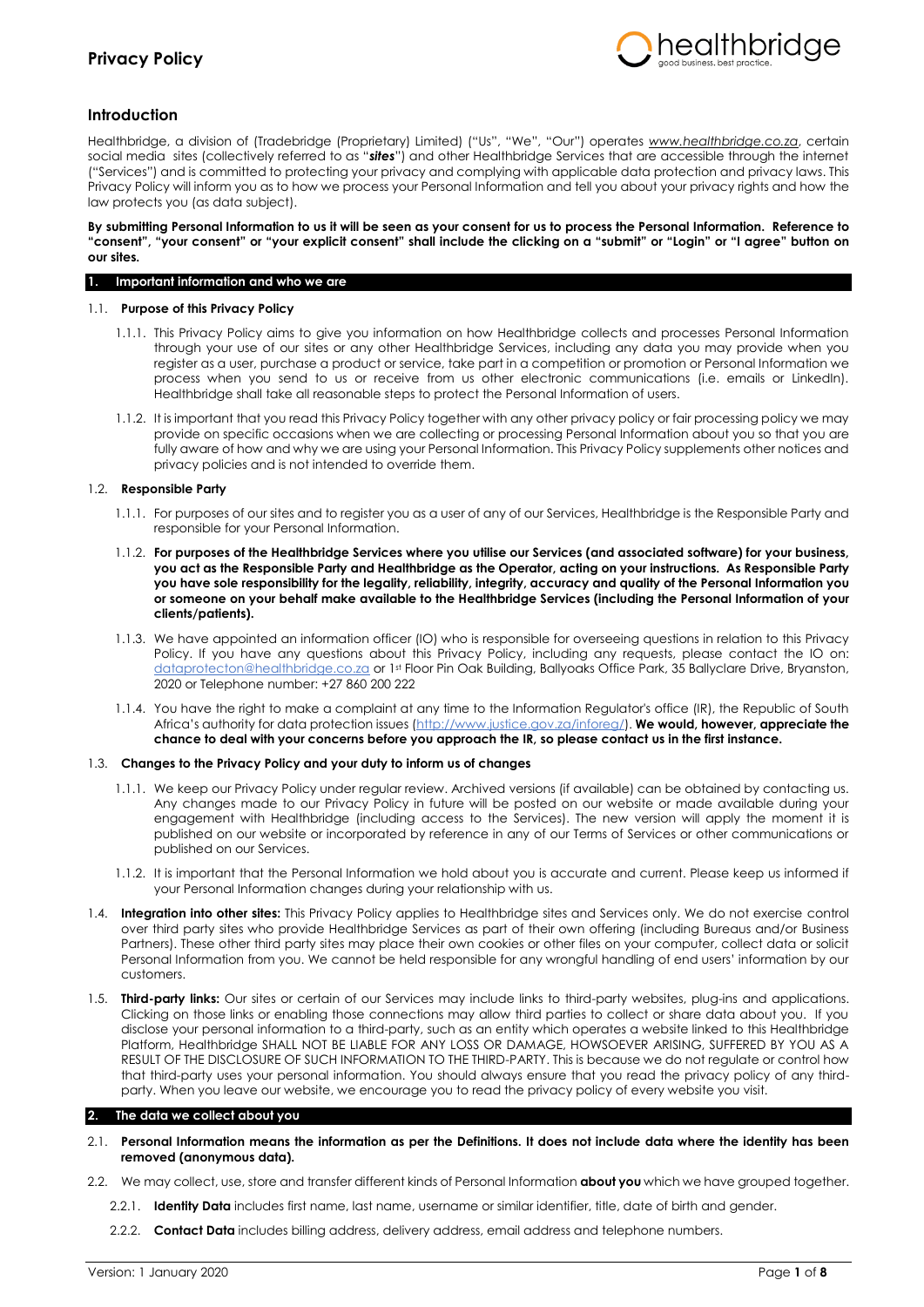# Privacy Policy

## Introduction

Healthbridge, a division of (Tradebridge (Proprietary) Limited) ("Us", "We", "Our") operates *www.healthbridge.co.za*, certain social media sites (collectively referred to as "***sites***") and other Healthbridge Services that are accessible through the internet ("Services") and is committed to protecting your privacy and complying with applicable data protection and privacy laws. This Privacy Policy will inform you as to how we process your Personal Information and tell you about your privacy rights and how the law protects you (as data subject).

**By submitting Personal Information to us it will be seen as your consent for us to process the Personal Information. Reference to "consent", "your consent" or "your explicit consent" shall include the clicking on a "submit" or "Login" or "I agree" button on our sites.**

## 1. Important information and who we are

1.1. **Purpose of this Privacy Policy**

1.1.1. This Privacy Policy aims to give you information on how Healthbridge collects and processes Personal Information through your use of our sites or any other Healthbridge Services, including any data you may provide when you register as a user, purchase a product or service, take part in a competition or promotion or Personal Information we process when you send to us or receive from us other electronic communications (i.e. emails or LinkedIn). Healthbridge shall take all reasonable steps to protect the Personal Information of users.

1.1.2. It is important that you read this Privacy Policy together with any other privacy policy or fair processing policy we may provide on specific occasions when we are collecting or processing Personal Information about you so that you are fully aware of how and why we are using your Personal Information. This Privacy Policy supplements other notices and privacy policies and is not intended to override them.

1.2. **Responsible Party**

1.1.1. For purposes of our sites and to register you as a user of any of our Services, Healthbridge is the Responsible Party and responsible for your Personal Information.

1.1.2. **For purposes of the Healthbridge Services where you utilise our Services (and associated software) for your business, you act as the Responsible Party and Healthbridge as the Operator, acting on your instructions. As Responsible Party you have sole responsibility for the legality, reliability, integrity, accuracy and quality of the Personal Information you or someone on your behalf make available to the Healthbridge Services (including the Personal Information of your clients/patients).**

1.1.3. We have appointed an information officer (IO) who is responsible for overseeing questions in relation to this Privacy Policy. If you have any questions about this Privacy Policy, including any requests, please contact the IO on: dataprotecton@healthbridge.co.za or 1st Floor Pin Oak Building, Ballyoaks Office Park, 35 Ballyclare Drive, Bryanston, 2020 or Telephone number: +27 860 200 222

1.1.4. You have the right to make a complaint at any time to the Information Regulator's office (IR), the Republic of South Africa's authority for data protection issues (http://www.justice.gov.za/inforeg/). **We would, however, appreciate the chance to deal with your concerns before you approach the IR, so please contact us in the first instance.**

1.3. **Changes to the Privacy Policy and your duty to inform us of changes**

1.1.1. We keep our Privacy Policy under regular review. Archived versions (if available) can be obtained by contacting us. Any changes made to our Privacy Policy in future will be posted on our website or made available during your engagement with Healthbridge (including access to the Services). The new version will apply the moment it is published on our website or incorporated by reference in any of our Terms of Services or other communications or published on our Services.

1.1.2. It is important that the Personal Information we hold about you is accurate and current. Please keep us informed if your Personal Information changes during your relationship with us.

1.4. **Integration into other sites:** This Privacy Policy applies to Healthbridge sites and Services only. We do not exercise control over third party sites who provide Healthbridge Services as part of their own offering (including Bureaus and/or Business Partners). These other third party sites may place their own cookies or other files on your computer, collect data or solicit Personal Information from you. We cannot be held responsible for any wrongful handling of end users' information by our customers.

1.5. **Third-party links:** Our sites or certain of our Services may include links to third-party websites, plug-ins and applications. Clicking on those links or enabling those connections may allow third parties to collect or share data about you. If you disclose your personal information to a third-party, such as an entity which operates a website linked to this Healthbridge Platform, Healthbridge SHALL NOT BE LIABLE FOR ANY LOSS OR DAMAGE, HOWSOEVER ARISING, SUFFERED BY YOU AS A RESULT OF THE DISCLOSURE OF SUCH INFORMATION TO THE THIRD-PARTY. This is because we do not regulate or control how that third-party uses your personal information. You should always ensure that you read the privacy policy of any third-party. When you leave our website, we encourage you to read the privacy policy of every website you visit.

## 2. The data we collect about you

2.1. **Personal Information means the information as per the Definitions. It does not include data where the identity has been removed (anonymous data).**

2.2. We may collect, use, store and transfer different kinds of Personal Information **about you** which we have grouped together.

2.2.1. **Identity Data** includes first name, last name, username or similar identifier, title, date of birth and gender.

2.2.2. **Contact Data** includes billing address, delivery address, email address and telephone numbers.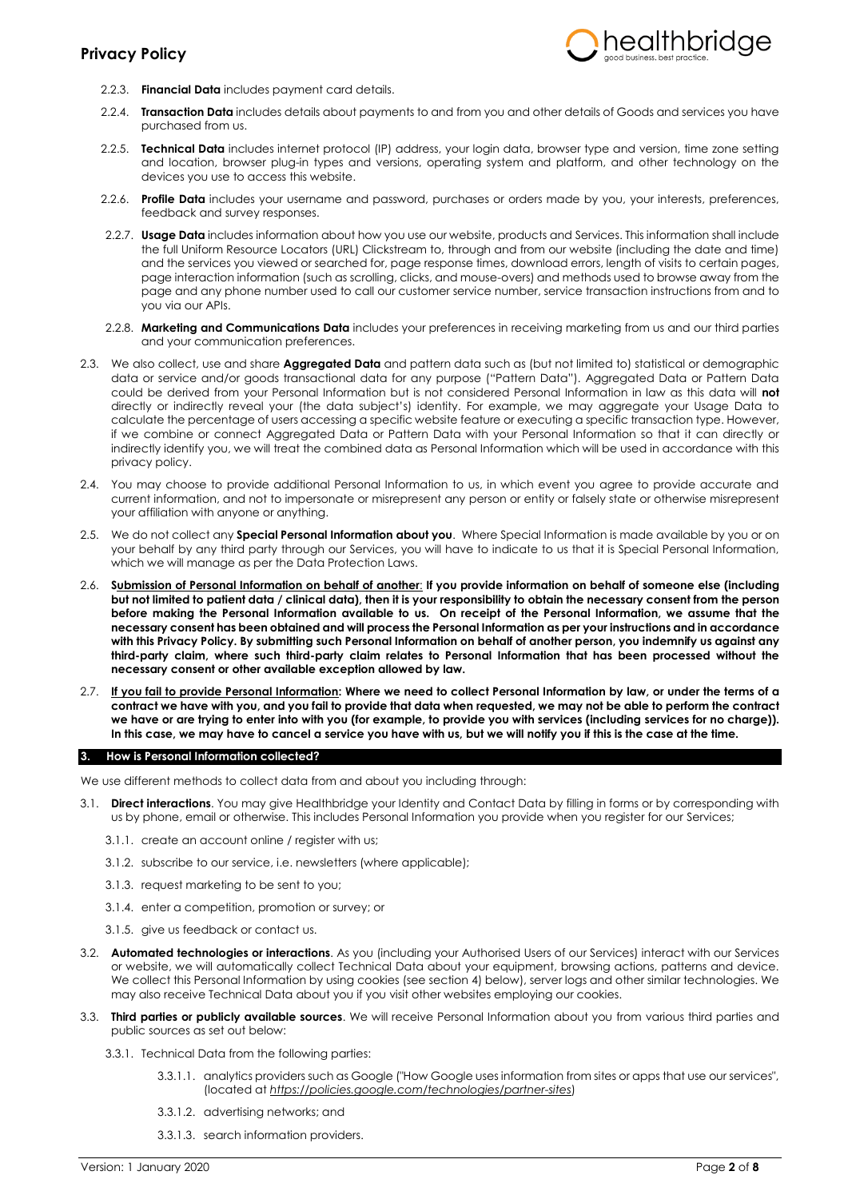2.2.3. **Financial Data** includes payment card details.

2.2.4. **Transaction Data** includes details about payments to and from you and other details of Goods and services you have purchased from us.

2.2.5. **Technical Data** includes internet protocol (IP) address, your login data, browser type and version, time zone setting and location, browser plug-in types and versions, operating system and platform, and other technology on the devices you use to access this website.

2.2.6. **Profile Data** includes your username and password, purchases or orders made by you, your interests, preferences, feedback and survey responses.

2.2.7. **Usage Data** includes information about how you use our website, products and Services. This information shall include the full Uniform Resource Locators (URL) Clickstream to, through and from our website (including the date and time) and the services you viewed or searched for, page response times, download errors, length of visits to certain pages, page interaction information (such as scrolling, clicks, and mouse-overs) and methods used to browse away from the page and any phone number used to call our customer service number, service transaction instructions from and to you via our APIs.

2.2.8. **Marketing and Communications Data** includes your preferences in receiving marketing from us and our third parties and your communication preferences.

2.3. We also collect, use and share **Aggregated Data** and pattern data such as (but not limited to) statistical or demographic data or service and/or goods transactional data for any purpose ("Pattern Data"). Aggregated Data or Pattern Data could be derived from your Personal Information but is not considered Personal Information in law as this data will **not** directly or indirectly reveal your (the data subject's) identity. For example, we may aggregate your Usage Data to calculate the percentage of users accessing a specific website feature or executing a specific transaction type. However, if we combine or connect Aggregated Data or Pattern Data with your Personal Information so that it can directly or indirectly identify you, we will treat the combined data as Personal Information which will be used in accordance with this privacy policy.

2.4. You may choose to provide additional Personal Information to us, in which event you agree to provide accurate and current information, and not to impersonate or misrepresent any person or entity or falsely state or otherwise misrepresent your affiliation with anyone or anything.

2.5. We do not collect any **Special Personal Information about you**. Where Special Information is made available by you or on your behalf by any third party through our Services, you will have to indicate to us that it is Special Personal Information, which we will manage as per the Data Protection Laws.

2.6. **<u>Submission of Personal Information on behalf of another</u>: If you provide information on behalf of someone else (including but not limited to patient data / clinical data), then it is your responsibility to obtain the necessary consent from the person before making the Personal Information available to us. On receipt of the Personal Information, we assume that the necessary consent has been obtained and will process the Personal Information as per your instructions and in accordance with this Privacy Policy. By submitting such Personal Information on behalf of another person, you indemnify us against any third-party claim, where such third-party claim relates to Personal Information that has been processed without the necessary consent or other available exception allowed by law.**

2.7. **<u>If you fail to provide Personal Information</u>: Where we need to collect Personal Information by law, or under the terms of a contract we have with you, and you fail to provide that data when requested, we may not be able to perform the contract we have or are trying to enter into with you (for example, to provide you with services (including services for no charge)). In this case, we may have to cancel a service you have with us, but we will notify you if this is the case at the time.**

## 3. How is Personal Information collected?

We use different methods to collect data from and about you including through:

3.1. **Direct interactions**. You may give Healthbridge your Identity and Contact Data by filling in forms or by corresponding with us by phone, email or otherwise. This includes Personal Information you provide when you register for our Services;

3.1.1. create an account online / register with us;

3.1.2. subscribe to our service, i.e. newsletters (where applicable);

3.1.3. request marketing to be sent to you;

3.1.4. enter a competition, promotion or survey; or

3.1.5. give us feedback or contact us.

3.2. **Automated technologies or interactions**. As you (including your Authorised Users of our Services) interact with our Services or website, we will automatically collect Technical Data about your equipment, browsing actions, patterns and device. We collect this Personal Information by using cookies (see section 4) below), server logs and other similar technologies. We may also receive Technical Data about you if you visit other websites employing our cookies.

3.3. **Third parties or publicly available sources**. We will receive Personal Information about you from various third parties and public sources as set out below:

3.3.1. Technical Data from the following parties:

3.3.1.1. analytics providers such as Google ("How Google uses information from sites or apps that use our services", (located at *<u>https://policies.google.com/technologies/partner-sites</u>*)

3.3.1.2. advertising networks; and

3.3.1.3. search information providers.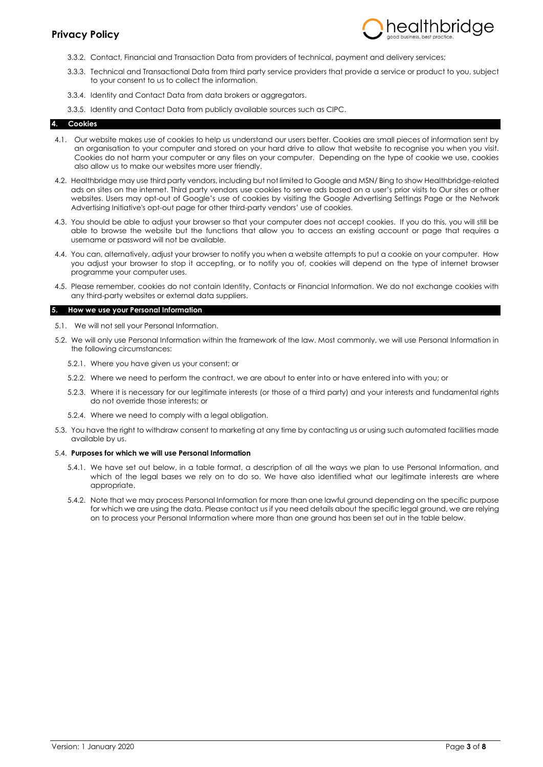3.3.2. Contact, Financial and Transaction Data from providers of technical, payment and delivery services;

3.3.3. Technical and Transactional Data from third party service providers that provide a service or product to you, subject to your consent to us to collect the information.

3.3.4. Identity and Contact Data from data brokers or aggregators.

3.3.5. Identity and Contact Data from publicly available sources such as CIPC.

## 4. Cookies

4.1. Our website makes use of cookies to help us understand our users better. Cookies are small pieces of information sent by an organisation to your computer and stored on your hard drive to allow that website to recognise you when you visit. Cookies do not harm your computer or any files on your computer. Depending on the type of cookie we use, cookies also allow us to make our websites more user friendly.

4.2. Healthbridge may use third party vendors, including but not limited to Google and MSN/ Bing to show Healthbridge-related ads on sites on the internet. Third party vendors use cookies to serve ads based on a user's prior visits to Our sites or other websites. Users may opt-out of Google's use of cookies by visiting the Google Advertising Settings Page or the Network Advertising Initiative's opt-out page for other third-party vendors' use of cookies.

4.3. You should be able to adjust your browser so that your computer does not accept cookies. If you do this, you will still be able to browse the website but the functions that allow you to access an existing account or page that requires a username or password will not be available.

4.4. You can, alternatively, adjust your browser to notify you when a website attempts to put a cookie on your computer. How you adjust your browser to stop it accepting, or to notify you of, cookies will depend on the type of internet browser programme your computer uses.

4.5. Please remember, cookies do not contain Identity, Contacts or Financial Information. We do not exchange cookies with any third-party websites or external data suppliers.

## 5. How we use your Personal Information

5.1. We will not sell your Personal Information.

5.2. We will only use Personal Information within the framework of the law. Most commonly, we will use Personal Information in the following circumstances:

5.2.1. Where you have given us your consent; or

5.2.2. Where we need to perform the contract, we are about to enter into or have entered into with you; or

5.2.3. Where it is necessary for our legitimate interests (or those of a third party) and your interests and fundamental rights do not override those interests; or

5.2.4. Where we need to comply with a legal obligation.

5.3. You have the right to withdraw consent to marketing at any time by contacting us or using such automated facilities made available by us.

5.4. **Purposes for which we will use Personal Information**

5.4.1. We have set out below, in a table format, a description of all the ways we plan to use Personal Information, and which of the legal bases we rely on to do so. We have also identified what our legitimate interests are where appropriate.

5.4.2. Note that we may process Personal Information for more than one lawful ground depending on the specific purpose for which we are using the data. Please contact us if you need details about the specific legal ground, we are relying on to process your Personal Information where more than one ground has been set out in the table below.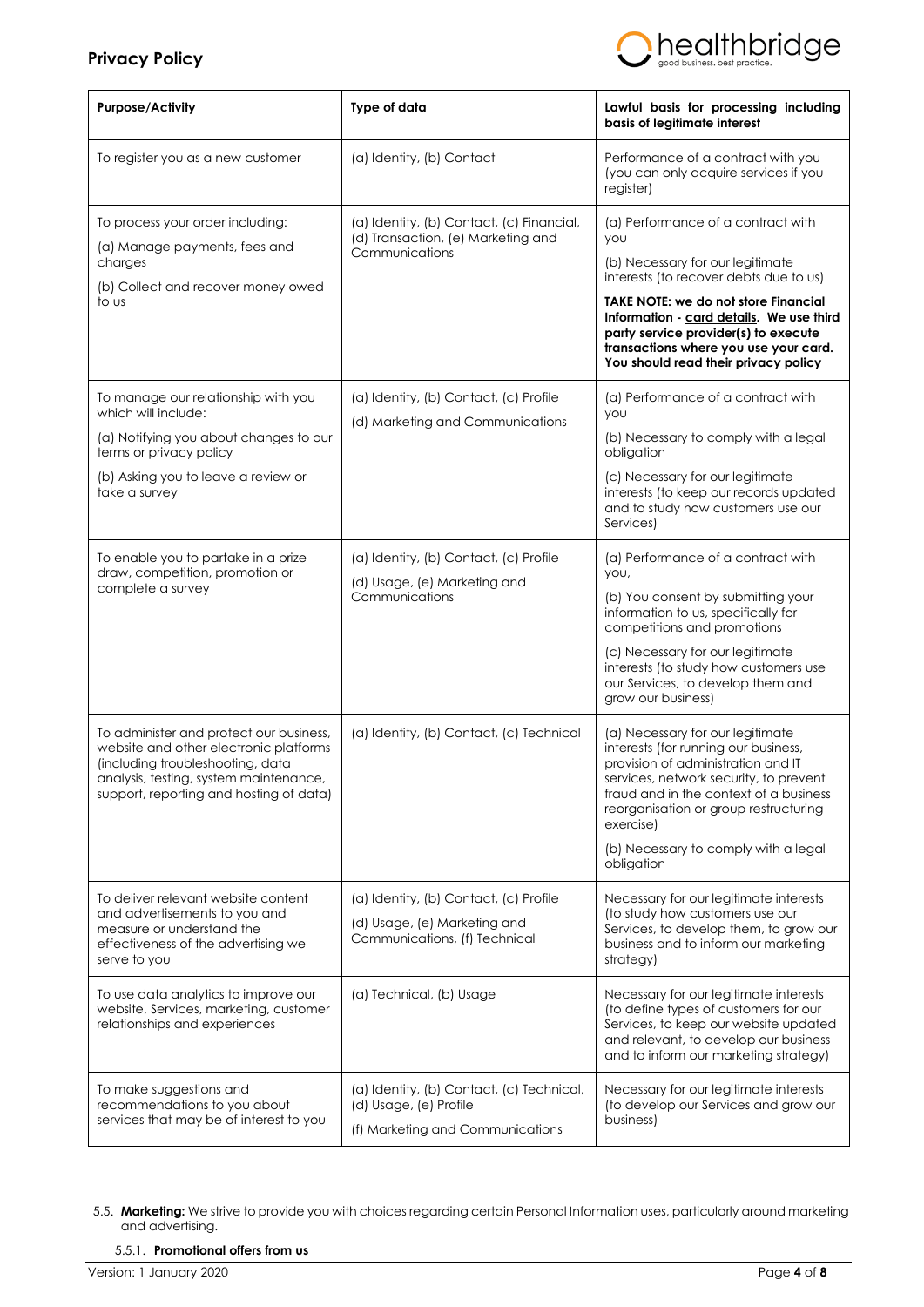| Purpose/Activity | Type of data | Lawful basis for processing including basis of legitimate interest |
|---|---|---|
| To register you as a new customer | (a) Identity, (b) Contact | Performance of a contract with you (you can only acquire services if you register) |
| To process your order including:<br>(a) Manage payments, fees and charges<br>(b) Collect and recover money owed to us | (a) Identity, (b) Contact, (c) Financial, (d) Transaction, (e) Marketing and Communications | (a) Performance of a contract with you<br>(b) Necessary for our legitimate interests (to recover debts due to us)<br>**TAKE NOTE: we do not store Financial Information - <u>card details</u>. We use third party service provider(s) to execute transactions where you use your card. You should read their privacy policy** |
| To manage our relationship with you which will include:<br>(a) Notifying you about changes to our terms or privacy policy<br>(b) Asking you to leave a review or take a survey | (a) Identity, (b) Contact, (c) Profile<br>(d) Marketing and Communications | (a) Performance of a contract with you<br>(b) Necessary to comply with a legal obligation<br>(c) Necessary for our legitimate interests (to keep our records updated and to study how customers use our Services) |
| To enable you to partake in a prize draw, competition, promotion or complete a survey | (a) Identity, (b) Contact, (c) Profile<br>(d) Usage, (e) Marketing and Communications | (a) Performance of a contract with you,<br>(b) You consent by submitting your information to us, specifically for competitions and promotions<br>(c) Necessary for our legitimate interests (to study how customers use our Services, to develop them and grow our business) |
| To administer and protect our business, website and other electronic platforms (including troubleshooting, data analysis, testing, system maintenance, support, reporting and hosting of data) | (a) Identity, (b) Contact, (c) Technical | (a) Necessary for our legitimate interests (for running our business, provision of administration and IT services, network security, to prevent fraud and in the context of a business reorganisation or group restructuring exercise)<br>(b) Necessary to comply with a legal obligation |
| To deliver relevant website content and advertisements to you and measure or understand the effectiveness of the advertising we serve to you | (a) Identity, (b) Contact, (c) Profile<br>(d) Usage, (e) Marketing and Communications, (f) Technical | Necessary for our legitimate interests (to study how customers use our Services, to develop them, to grow our business and to inform our marketing strategy) |
| To use data analytics to improve our website, Services, marketing, customer relationships and experiences | (a) Technical, (b) Usage | Necessary for our legitimate interests (to define types of customers for our Services, to keep our website updated and relevant, to develop our business and to inform our marketing strategy) |
| To make suggestions and recommendations to you about services that may be of interest to you | (a) Identity, (b) Contact, (c) Technical, (d) Usage, (e) Profile<br>(f) Marketing and Communications | Necessary for our legitimate interests (to develop our Services and grow our business) |

5.5. **Marketing:** We strive to provide you with choices regarding certain Personal Information uses, particularly around marketing and advertising.

5.5.1. **Promotional offers from us**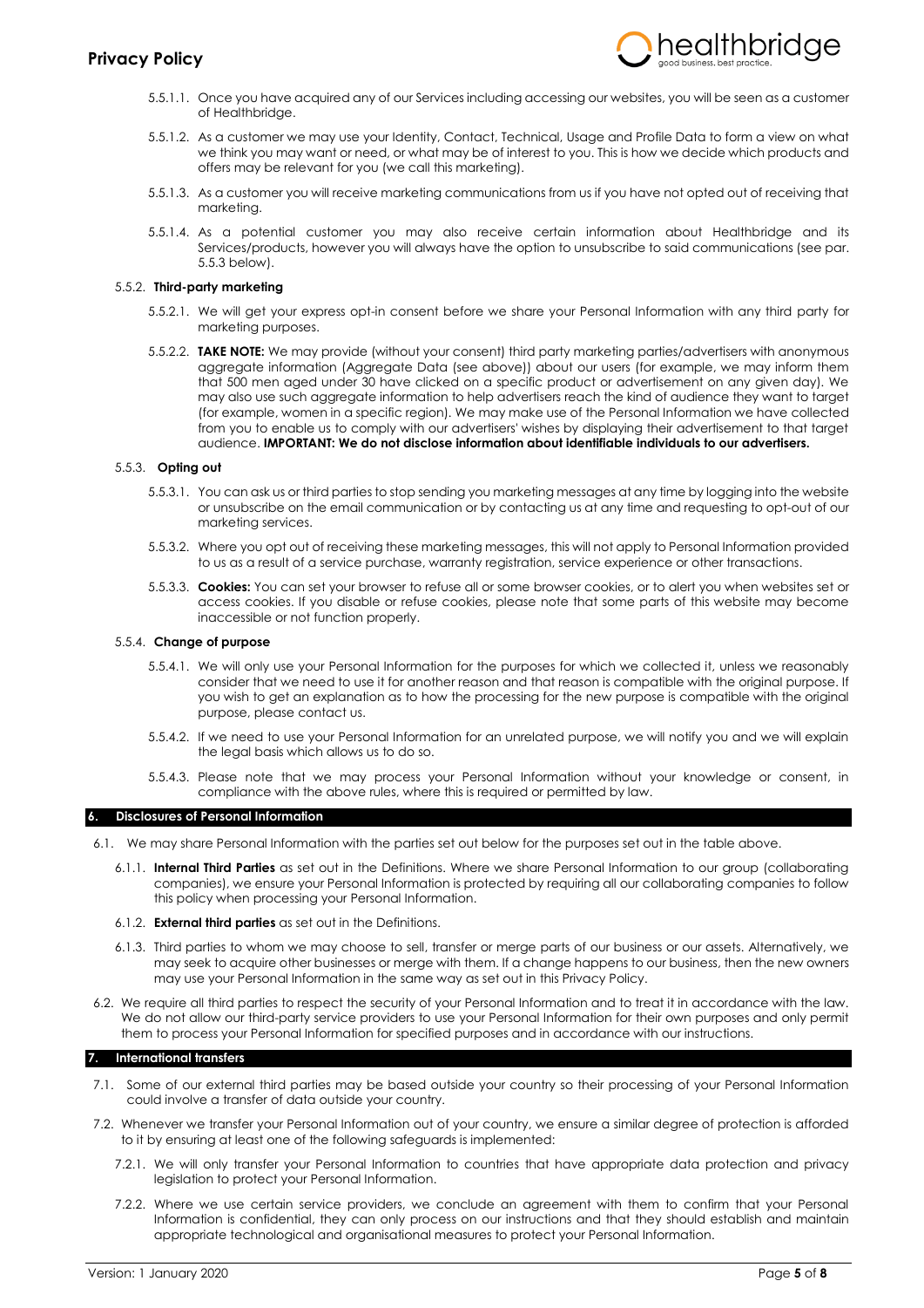5.5.1.1. Once you have acquired any of our Services including accessing our websites, you will be seen as a customer of Healthbridge.

5.5.1.2. As a customer we may use your Identity, Contact, Technical, Usage and Profile Data to form a view on what we think you may want or need, or what may be of interest to you. This is how we decide which products and offers may be relevant for you (we call this marketing).

5.5.1.3. As a customer you will receive marketing communications from us if you have not opted out of receiving that marketing.

5.5.1.4. As a potential customer you may also receive certain information about Healthbridge and its Services/products, however you will always have the option to unsubscribe to said communications (see par. 5.5.3 below).

5.5.2. **Third-party marketing**

5.5.2.1. We will get your express opt-in consent before we share your Personal Information with any third party for marketing purposes.

5.5.2.2. **TAKE NOTE:** We may provide (without your consent) third party marketing parties/advertisers with anonymous aggregate information (Aggregate Data (see above)) about our users (for example, we may inform them that 500 men aged under 30 have clicked on a specific product or advertisement on any given day). We may also use such aggregate information to help advertisers reach the kind of audience they want to target (for example, women in a specific region). We may make use of the Personal Information we have collected from you to enable us to comply with our advertisers' wishes by displaying their advertisement to that target audience. **IMPORTANT: We do not disclose information about identifiable individuals to our advertisers.**

5.5.3. **Opting out**

5.5.3.1. You can ask us or third parties to stop sending you marketing messages at any time by logging into the website or unsubscribe on the email communication or by contacting us at any time and requesting to opt-out of our marketing services.

5.5.3.2. Where you opt out of receiving these marketing messages, this will not apply to Personal Information provided to us as a result of a service purchase, warranty registration, service experience or other transactions.

5.5.3.3. **Cookies:** You can set your browser to refuse all or some browser cookies, or to alert you when websites set or access cookies. If you disable or refuse cookies, please note that some parts of this website may become inaccessible or not function properly.

5.5.4. **Change of purpose**

5.5.4.1. We will only use your Personal Information for the purposes for which we collected it, unless we reasonably consider that we need to use it for another reason and that reason is compatible with the original purpose. If you wish to get an explanation as to how the processing for the new purpose is compatible with the original purpose, please contact us.

5.5.4.2. If we need to use your Personal Information for an unrelated purpose, we will notify you and we will explain the legal basis which allows us to do so.

5.5.4.3. Please note that we may process your Personal Information without your knowledge or consent, in compliance with the above rules, where this is required or permitted by law.

## 6. Disclosures of Personal Information

6.1. We may share Personal Information with the parties set out below for the purposes set out in the table above.

6.1.1. **Internal Third Parties** as set out in the Definitions. Where we share Personal Information to our group (collaborating companies), we ensure your Personal Information is protected by requiring all our collaborating companies to follow this policy when processing your Personal Information.

6.1.2. **External third parties** as set out in the Definitions.

6.1.3. Third parties to whom we may choose to sell, transfer or merge parts of our business or our assets. Alternatively, we may seek to acquire other businesses or merge with them. If a change happens to our business, then the new owners may use your Personal Information in the same way as set out in this Privacy Policy.

6.2. We require all third parties to respect the security of your Personal Information and to treat it in accordance with the law. We do not allow our third-party service providers to use your Personal Information for their own purposes and only permit them to process your Personal Information for specified purposes and in accordance with our instructions.

## 7. International transfers

7.1. Some of our external third parties may be based outside your country so their processing of your Personal Information could involve a transfer of data outside your country.

7.2. Whenever we transfer your Personal Information out of your country, we ensure a similar degree of protection is afforded to it by ensuring at least one of the following safeguards is implemented:

7.2.1. We will only transfer your Personal Information to countries that have appropriate data protection and privacy legislation to protect your Personal Information.

7.2.2. Where we use certain service providers, we conclude an agreement with them to confirm that your Personal Information is confidential, they can only process on our instructions and that they should establish and maintain appropriate technological and organisational measures to protect your Personal Information.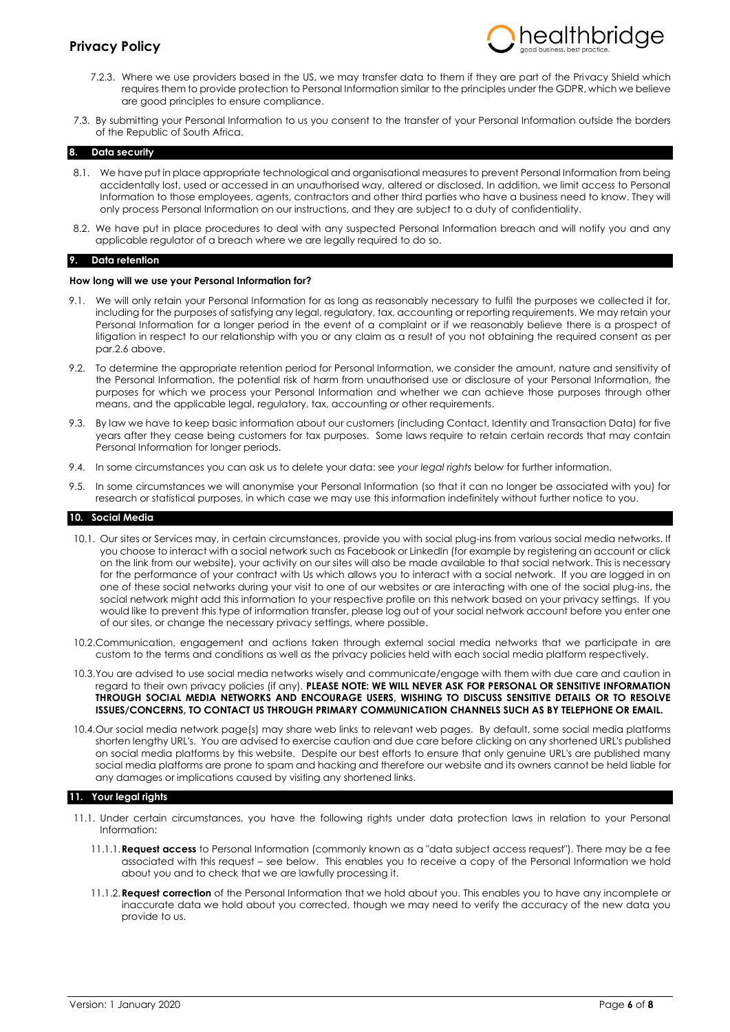7.2.3. Where we use providers based in the US, we may transfer data to them if they are part of the Privacy Shield which requires them to provide protection to Personal Information similar to the principles under the GDPR, which we believe are good principles to ensure compliance.

7.3. By submitting your Personal Information to us you consent to the transfer of your Personal Information outside the borders of the Republic of South Africa.

## 8. Data security

8.1. We have put in place appropriate technological and organisational measures to prevent Personal Information from being accidentally lost, used or accessed in an unauthorised way, altered or disclosed. In addition, we limit access to Personal Information to those employees, agents, contractors and other third parties who have a business need to know. They will only process Personal Information on our instructions, and they are subject to a duty of confidentiality.

8.2. We have put in place procedures to deal with any suspected Personal Information breach and will notify you and any applicable regulator of a breach where we are legally required to do so.

## 9. Data retention

**How long will we use your Personal Information for?**

9.1. We will only retain your Personal Information for as long as reasonably necessary to fulfil the purposes we collected it for, including for the purposes of satisfying any legal, regulatory, tax, accounting or reporting requirements. We may retain your Personal Information for a longer period in the event of a complaint or if we reasonably believe there is a prospect of litigation in respect to our relationship with you or any claim as a result of you not obtaining the required consent as per par.2.6 above.

9.2. To determine the appropriate retention period for Personal Information, we consider the amount, nature and sensitivity of the Personal Information, the potential risk of harm from unauthorised use or disclosure of your Personal Information, the purposes for which we process your Personal Information and whether we can achieve those purposes through other means, and the applicable legal, regulatory, tax, accounting or other requirements.

9.3. By law we have to keep basic information about our customers (including Contact, Identity and Transaction Data) for five years after they cease being customers for tax purposes. Some laws require to retain certain records that may contain Personal Information for longer periods.

9.4. In some circumstances you can ask us to delete your data: see *your legal rights* below for further information.

9.5. In some circumstances we will anonymise your Personal Information (so that it can no longer be associated with you) for research or statistical purposes, in which case we may use this information indefinitely without further notice to you.

## 10. Social Media

10.1. Our sites or Services may, in certain circumstances, provide you with social plug-ins from various social media networks. If you choose to interact with a social network such as Facebook or LinkedIn (for example by registering an account or click on the link from our website), your activity on our sites will also be made available to that social network. This is necessary for the performance of your contract with Us which allows you to interact with a social network. If you are logged in on one of these social networks during your visit to one of our websites or are interacting with one of the social plug-ins, the social network might add this information to your respective profile on this network based on your privacy settings. If you would like to prevent this type of information transfer, please log out of your social network account before you enter one of our sites, or change the necessary privacy settings, where possible.

10.2. Communication, engagement and actions taken through external social media networks that we participate in are custom to the terms and conditions as well as the privacy policies held with each social media platform respectively.

10.3. You are advised to use social media networks wisely and communicate/engage with them with due care and caution in regard to their own privacy policies (if any). **PLEASE NOTE: WE WILL NEVER ASK FOR PERSONAL OR SENSITIVE INFORMATION THROUGH SOCIAL MEDIA NETWORKS AND ENCOURAGE USERS, WISHING TO DISCUSS SENSITIVE DETAILS OR TO RESOLVE ISSUES/CONCERNS, TO CONTACT US THROUGH PRIMARY COMMUNICATION CHANNELS SUCH AS BY TELEPHONE OR EMAIL.**

10.4. Our social media network page(s) may share web links to relevant web pages. By default, some social media platforms shorten lengthy URL's. You are advised to exercise caution and due care before clicking on any shortened URL's published on social media platforms by this website. Despite our best efforts to ensure that only genuine URL's are published many social media platforms are prone to spam and hacking and therefore our website and its owners cannot be held liable for any damages or implications caused by visiting any shortened links.

## 11. Your legal rights

11.1. Under certain circumstances, you have the following rights under data protection laws in relation to your Personal Information:

11.1.1. **Request access** to Personal Information (commonly known as a "data subject access request"). There may be a fee associated with this request – see below. This enables you to receive a copy of the Personal Information we hold about you and to check that we are lawfully processing it.

11.1.2. **Request correction** of the Personal Information that we hold about you. This enables you to have any incomplete or inaccurate data we hold about you corrected, though we may need to verify the accuracy of the new data you provide to us.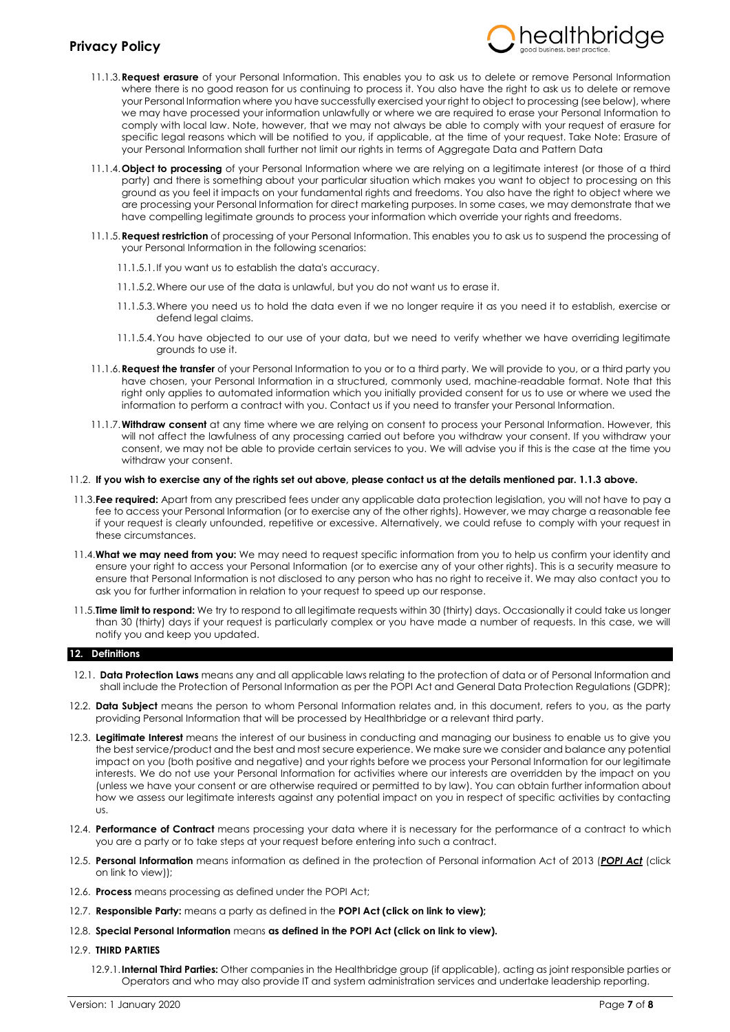11.1.3. **Request erasure** of your Personal Information. This enables you to ask us to delete or remove Personal Information where there is no good reason for us continuing to process it. You also have the right to ask us to delete or remove your Personal Information where you have successfully exercised your right to object to processing (see below), where we may have processed your information unlawfully or where we are required to erase your Personal Information to comply with local law. Note, however, that we may not always be able to comply with your request of erasure for specific legal reasons which will be notified to you, if applicable, at the time of your request. Take Note: Erasure of your Personal Information shall further not limit our rights in terms of Aggregate Data and Pattern Data

11.1.4. **Object to processing** of your Personal Information where we are relying on a legitimate interest (or those of a third party) and there is something about your particular situation which makes you want to object to processing on this ground as you feel it impacts on your fundamental rights and freedoms. You also have the right to object where we are processing your Personal Information for direct marketing purposes. In some cases, we may demonstrate that we have compelling legitimate grounds to process your information which override your rights and freedoms.

11.1.5. **Request restriction** of processing of your Personal Information. This enables you to ask us to suspend the processing of your Personal Information in the following scenarios:

11.1.5.1. If you want us to establish the data's accuracy.

11.1.5.2. Where our use of the data is unlawful, but you do not want us to erase it.

11.1.5.3. Where you need us to hold the data even if we no longer require it as you need it to establish, exercise or defend legal claims.

11.1.5.4. You have objected to our use of your data, but we need to verify whether we have overriding legitimate grounds to use it.

11.1.6. **Request the transfer** of your Personal Information to you or to a third party. We will provide to you, or a third party you have chosen, your Personal Information in a structured, commonly used, machine-readable format. Note that this right only applies to automated information which you initially provided consent for us to use or where we used the information to perform a contract with you. Contact us if you need to transfer your Personal Information.

11.1.7. **Withdraw consent** at any time where we are relying on consent to process your Personal Information. However, this will not affect the lawfulness of any processing carried out before you withdraw your consent. If you withdraw your consent, we may not be able to provide certain services to you. We will advise you if this is the case at the time you withdraw your consent.

11.2. **If you wish to exercise any of the rights set out above, please contact us at the details mentioned par. 1.1.3 above.**

11.3. **Fee required:** Apart from any prescribed fees under any applicable data protection legislation, you will not have to pay a fee to access your Personal Information (or to exercise any of the other rights). However, we may charge a reasonable fee if your request is clearly unfounded, repetitive or excessive. Alternatively, we could refuse to comply with your request in these circumstances.

11.4. **What we may need from you:** We may need to request specific information from you to help us confirm your identity and ensure your right to access your Personal Information (or to exercise any of your other rights). This is a security measure to ensure that Personal Information is not disclosed to any person who has no right to receive it. We may also contact you to ask you for further information in relation to your request to speed up our response.

11.5. **Time limit to respond:** We try to respond to all legitimate requests within 30 (thirty) days. Occasionally it could take us longer than 30 (thirty) days if your request is particularly complex or you have made a number of requests. In this case, we will notify you and keep you updated.

## 12. Definitions

12.1. **Data Protection Laws** means any and all applicable laws relating to the protection of data or of Personal Information and shall include the Protection of Personal Information as per the POPI Act and General Data Protection Regulations (GDPR);

12.2. **Data Subject** means the person to whom Personal Information relates and, in this document, refers to you, as the party providing Personal Information that will be processed by Healthbridge or a relevant third party.

12.3. **Legitimate Interest** means the interest of our business in conducting and managing our business to enable us to give you the best service/product and the best and most secure experience. We make sure we consider and balance any potential impact on you (both positive and negative) and your rights before we process your Personal Information for our legitimate interests. We do not use your Personal Information for activities where our interests are overridden by the impact on you (unless we have your consent or are otherwise required or permitted to by law). You can obtain further information about how we assess our legitimate interests against any potential impact on you in respect of specific activities by contacting us.

12.4. **Performance of Contract** means processing your data where it is necessary for the performance of a contract to which you are a party or to take steps at your request before entering into such a contract.

12.5. **Personal Information** means information as defined in the protection of Personal information Act of 2013 (***POPI Act*** (click on link to view));

12.6. **Process** means processing as defined under the POPI Act;

12.7. **Responsible Party:** means a party as defined in the **POPI Act (click on link to view);**

12.8. **Special Personal Information** means **as defined in the POPI Act (click on link to view).**

12.9. **THIRD PARTIES**

12.9.1. **Internal Third Parties:** Other companies in the Healthbridge group (if applicable), acting as joint responsible parties or Operators and who may also provide IT and system administration services and undertake leadership reporting.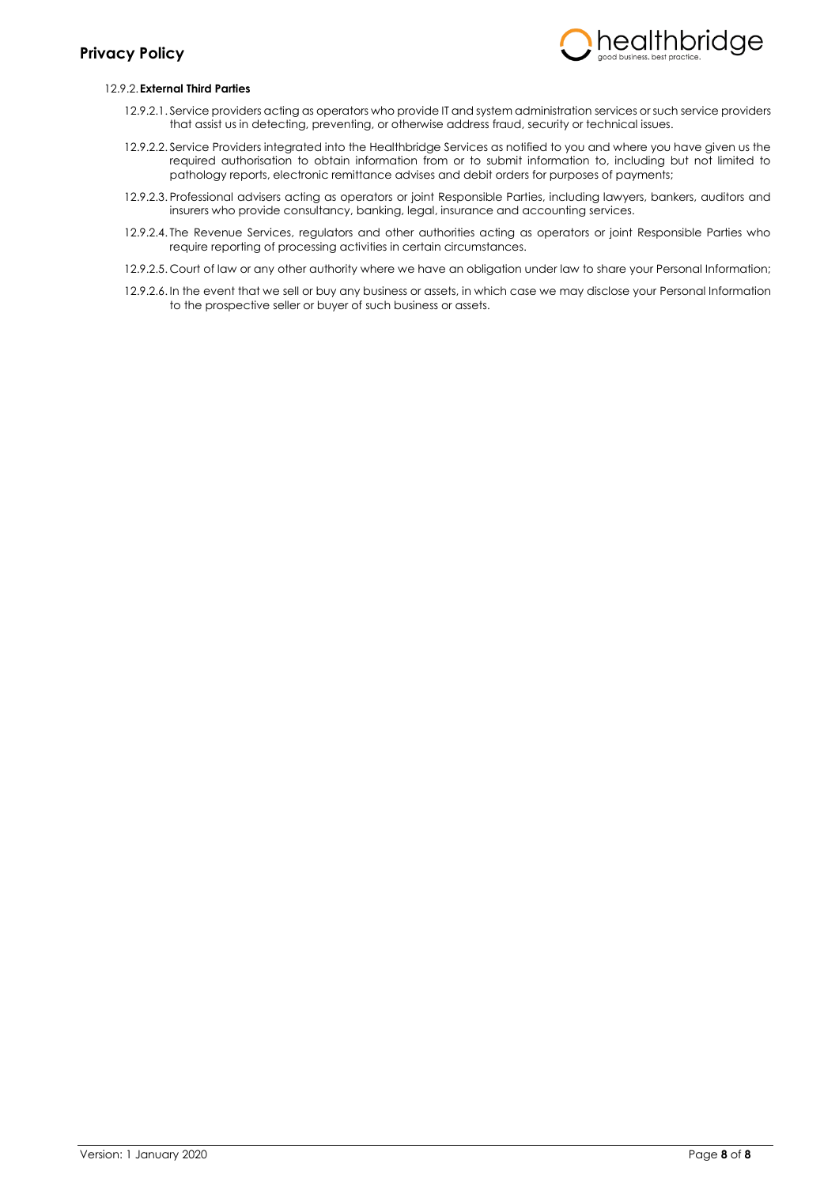12.9.2. **External Third Parties**

12.9.2.1. Service providers acting as operators who provide IT and system administration services or such service providers that assist us in detecting, preventing, or otherwise address fraud, security or technical issues.

12.9.2.2. Service Providers integrated into the Healthbridge Services as notified to you and where you have given us the required authorisation to obtain information from or to submit information to, including but not limited to pathology reports, electronic remittance advises and debit orders for purposes of payments;

12.9.2.3. Professional advisers acting as operators or joint Responsible Parties, including lawyers, bankers, auditors and insurers who provide consultancy, banking, legal, insurance and accounting services.

12.9.2.4. The Revenue Services, regulators and other authorities acting as operators or joint Responsible Parties who require reporting of processing activities in certain circumstances.

12.9.2.5. Court of law or any other authority where we have an obligation under law to share your Personal Information;

12.9.2.6. In the event that we sell or buy any business or assets, in which case we may disclose your Personal Information to the prospective seller or buyer of such business or assets.